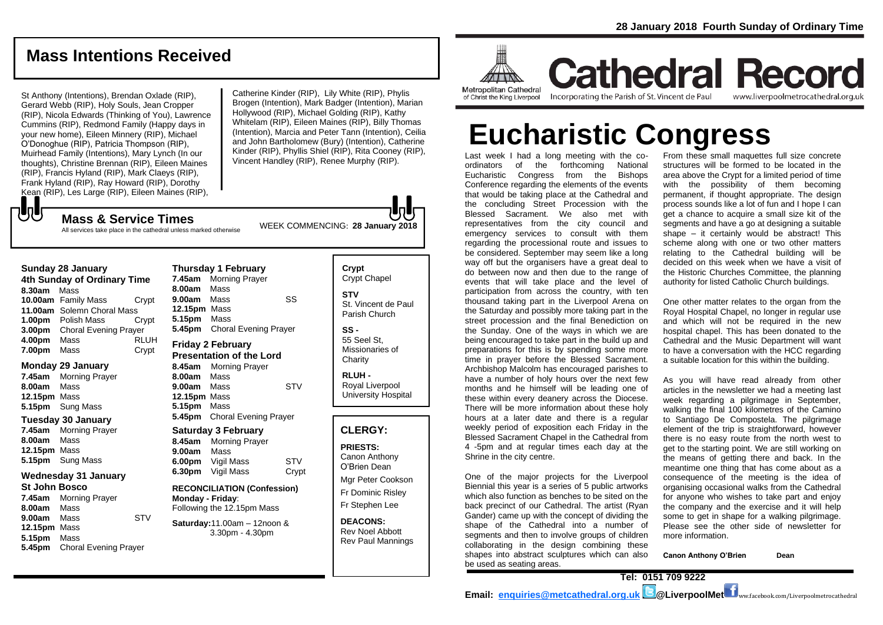28 January 2018 Fourth Sunday of Ordinary Time

## Mass Intentions Received

St Anthony (Intentions), Brendan Oxlade (RIP), Gerard Webb (RIP), Holy Souls, Jean Cropper (RIP), Nicola Edwards (Thinking of You), Lawrence Cummins (RIP), Redmond Family (Happy days in your new home), Eileen Minnery (RIP), Michael O'Donoghue (RIP), Patricia Thompson (RIP), Muirhead Family (Intentions), Mary Lynch (In our thoughts), Christine Brennan (RIP), Eileen Maines (RIP), Francis Hyland (RIP), Mark Claeys (RIP), Frank Hyland (RIP), Ray Howard (RIP), Dorothy Kean (RIP), Les Large (RIP), Eileen Maines (RIP), Catherine Kinder (RIP), Lily White (RIP), Phylis Brogen (Intention), Mark Badger (Intention), Marian Hollywood (RIP), Michael Golding (RIP), Kathy Whitelam (RIP), Eileen Maines (RIP), Billy Thomas (Intention), Marcia and Peter Tann (Intention), Ceilia and John Bartholomew (Bury) (Intention), Catherine Kinder (RIP), Phyllis Shiel (RIP), Rita Cooney (RIP), Vincent Handley (RIP), Renee Murphy (RIP).

## Mass & Service Times

All services take place in the cathedral unless marked otherwise

WEEK COMMENCING: **28 January 2018**

### Sunday 28 January
**4th Sunday of Ordinary Time**

| | | |
|---|---|---|
| **8.30am** | Mass | |
| **10.00am** | Family Mass | Crypt |
| **11.00am** | Solemn Choral Mass | |
| **1.00pm** | Polish Mass | Crypt |
| **3.00pm** | Choral Evening Prayer | |
| **4.00pm** | Mass | RLUH |
| **7.00pm** | Mass | Crypt |

### Monday 29 January

| | | |
|---|---|---|
| **7.45am** | Morning Prayer | |
| **8.00am** | Mass | |
| **12.15pm** | Mass | |
| **5.15pm** | Sung Mass | |

### Tuesday 30 January

| | | |
|---|---|---|
| **7.45am** | Morning Prayer | |
| **8.00am** | Mass | |
| **12.15pm** | Mass | |
| **5.15pm** | Sung Mass | |

### Wednesday 31 January
**St John Bosco**

| | | |
|---|---|---|
| **7.45am** | Morning Prayer | |
| **8.00am** | Mass | |
| **9.00am** | Mass | STV |
| **12.15pm** | Mass | |
| **5.15pm** | Mass | |
| **5.45pm** | Choral Evening Prayer | |

### Thursday 1 February

| | | |
|---|---|---|
| **7.45am** | Morning Prayer | |
| **8.00am** | Mass | |
| **9.00am** | Mass | SS |
| **12.15pm** | Mass | |
| **5.15pm** | Mass | |
| **5.45pm** | Choral Evening Prayer | |

### Friday 2 February
**Presentation of the Lord**

| | | |
|---|---|---|
| **8.45am** | Morning Prayer | |
| **8.00am** | Mass | |
| **9.00am** | Mass | STV |
| **12.15pm** | Mass | |
| **5.15pm** | Mass | |
| **5.45pm** | Choral Evening Prayer | |

### Saturday 3 February

| | | |
|---|---|---|
| **8.45am** | Morning Prayer | |
| **9.00am** | Mass | |
| **6.00pm** | Vigil Mass | STV |
| **6.30pm** | Vigil Mass | Crypt |

**RECONCILIATION (Confession)**
**Monday - Friday**: Following the 12.15pm Mass

**Saturday:** 11.00am – 12noon & 3.30pm - 4.30pm

**Crypt**
Crypt Chapel

**STV**
St. Vincent de Paul Parish Church

**SS -**
55 Seel St, Missionaries of Charity

**RLUH -**
Royal Liverpool University Hospital

## CLERGY:

**PRIESTS:**
Canon Anthony O'Brien Dean
Mgr Peter Cookson
Fr Dominic Risley
Fr Stephen Lee

**DEACONS:**
Rev Noel Abbott
Rev Paul Mannings

Metropolitan Cathedral of Christ the King Liverpool

# Cathedral Record

Incorporating the Parish of St. Vincent de Paul

www.liverpoolmetrocathedral.org.uk

# Eucharistic Congress

Last week I had a long meeting with the co-ordinators of the forthcoming National Eucharistic Congress from the Bishops Conference regarding the elements of the events that would be taking place at the Cathedral and the concluding Street Procession with the Blessed Sacrament. We also met with representatives from the city council and emergency services to consult with them regarding the processional route and issues to be considered. September may seem like a long way off but the organisers have a great deal to do between now and then due to the range of events that will take place and the level of participation from across the country, with ten thousand taking part in the Liverpool Arena on the Saturday and possibly more taking part in the street procession and the final Benediction on the Sunday. One of the ways in which we are being encouraged to take part in the build up and preparations for this is by spending some more time in prayer before the Blessed Sacrament. Archbishop Malcolm has encouraged parishes to have a number of holy hours over the next few months and he himself will be leading one of these within every deanery across the Diocese. There will be more information about these holy hours at a later date and there is a regular weekly period of exposition each Friday in the Blessed Sacrament Chapel in the Cathedral from 4 -5pm and at regular times each day at the Shrine in the city centre.

One of the major projects for the Liverpool Biennial this year is a series of 5 public artworks which also function as benches to be sited on the back precinct of our Cathedral. The artist (Ryan Gander) came up with the concept of dividing the shape of the Cathedral into a number of segments and then to involve groups of children collaborating in the design combining these shapes into abstract sculptures which can also be used as seating areas.

From these small maquettes full size concrete structures will be formed to be located in the area above the Crypt for a limited period of time with the possibility of them becoming permanent, if thought appropriate. The design process sounds like a lot of fun and I hope I can get a chance to acquire a small size kit of the segments and have a go at designing a suitable shape – it certainly would be abstract! This scheme along with one or two other matters relating to the Cathedral building will be decided on this week when we have a visit of the Historic Churches Committee, the planning authority for listed Catholic Church buildings.

One other matter relates to the organ from the Royal Hospital Chapel, no longer in regular use and which will not be required in the new hospital chapel. This has been donated to the Cathedral and the Music Department will want to have a conversation with the HCC regarding a suitable location for this within the building.

As you will have read already from other articles in the newsletter we had a meeting last week regarding a pilgrimage in September, walking the final 100 kilometres of the Camino to Santiago De Compostela. The pilgrimage element of the trip is straightforward, however there is no easy route from the north west to get to the starting point. We are still working on the means of getting there and back. In the meantime one thing that has come about as a consequence of the meeting is the idea of organising occasional walks from the Cathedral for anyone who wishes to take part and enjoy the company and the exercise and it will help some to get in shape for a walking pilgrimage. Please see the other side of newsletter for more information.

**Canon Anthony O'Brien Dean**

**Tel: 0151 709 9222**

**Email: enquiries@metcathedral.org.uk @LiverpoolMet** ww.facebook.com/Liverpoolmetrocathedral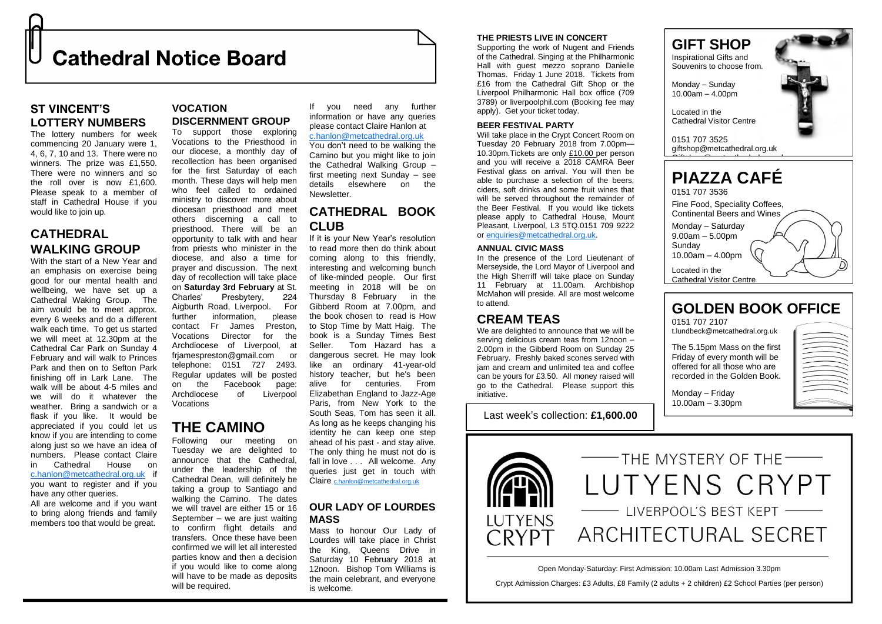# Cathedral Notice Board

## ST VINCENT'S LOTTERY NUMBERS

The lottery numbers for week commencing 20 January were 1, 4, 6, 7, 10 and 13. There were no winners. The prize was £1,550. There were no winners and so the roll over is now £1,600. Please speak to a member of staff in Cathedral House if you would like to join up.

## CATHEDRAL WALKING GROUP

With the start of a New Year and an emphasis on exercise being good for our mental health and wellbeing, we have set up a Cathedral Waking Group. The aim would be to meet approx. every 6 weeks and do a different walk each time. To get us started we will meet at 12.30pm at the Cathedral Car Park on Sunday 4 February and will walk to Princes Park and then on to Sefton Park finishing off in Lark Lane. The walk will be about 4-5 miles and we will do it whatever the weather. Bring a sandwich or a flask if you like. It would be appreciated if you could let us know if you are intending to come along just so we have an idea of numbers. Please contact Claire in Cathedral House on c.hanlon@metcathedral.org.uk if you want to register and if you have any other queries.

All are welcome and if you want to bring along friends and family members too that would be great.

## VOCATION DISCERNMENT GROUP

To support those exploring Vocations to the Priesthood in our diocese, a monthly day of recollection has been organised for the first Saturday of each month. These days will help men who feel called to ordained ministry to discover more about diocesan priesthood and meet others discerning a call to priesthood. There will be an opportunity to talk with and hear from priests who minister in the diocese, and also a time for prayer and discussion. The next day of recollection will take place on **Saturday 3rd February** at St. Charles' Presbytery, 224 Aigburth Road, Liverpool. For further information, please contact Fr James Preston, Vocations Director for the Archdiocese of Liverpool, at frjamespreston@gmail.com or telephone: 0151 727 2493. Regular updates will be posted on the Facebook page: Archdiocese of Liverpool Vocations

## THE CAMINO

Following our meeting on Tuesday we are delighted to announce that the Cathedral, under the leadership of the Cathedral Dean, will definitely be taking a group to Santiago and walking the Camino. The dates we will travel are either 15 or 16 September – we are just waiting to confirm flight details and transfers. Once these have been confirmed we will let all interested parties know and then a decision if you would like to come along will have to be made as deposits will be required.

If you need any further information or have any queries please contact Claire Hanlon at c.hanlon@metcathedral.org.uk

You don't need to be walking the Camino but you might like to join the Cathedral Walking Group – first meeting next Sunday – see details elsewhere on the Newsletter.

## CATHEDRAL BOOK CLUB

If it is your New Year's resolution to read more then do think about coming along to this friendly, interesting and welcoming bunch of like-minded people. Our first meeting in 2018 will be on Thursday 8 February in the Gibberd Room at 7.00pm, and the book chosen to read is How to Stop Time by Matt Haig. The book is a Sunday Times Best Seller. Tom Hazard has a dangerous secret. He may look like an ordinary 41-year-old history teacher, but he's been alive for centuries. From Elizabethan England to Jazz-Age Paris, from New York to the South Seas, Tom has seen it all. As long as he keeps changing his identity he can keep one step ahead of his past - and stay alive. The only thing he must not do is fall in love . . . All welcome. Any queries just get in touch with Claire c.hanlon@metcathedral.org.uk

### OUR LADY OF LOURDES MASS

Mass to honour Our Lady of Lourdes will take place in Christ the King, Queens Drive in Saturday 10 February 2018 at 12noon. Bishop Tom Williams is the main celebrant, and everyone is welcome.

### THE PRIESTS LIVE IN CONCERT

Supporting the work of Nugent and Friends of the Cathedral. Singing at the Philharmonic Hall with guest mezzo soprano Danielle Thomas. Friday 1 June 2018. Tickets from £16 from the Cathedral Gift Shop or the Liverpool Philharmonic Hall box office (709 3789) or liverpoolphil.com (Booking fee may apply). Get your ticket today.

### BEER FESTIVAL PARTY

Will take place in the Crypt Concert Room on Tuesday 20 February 2018 from 7.00pm—10.30pm.Tickets are only £10.00 per person and you will receive a 2018 CAMRA Beer Festival glass on arrival. You will then be able to purchase a selection of the beers, ciders, soft drinks and some fruit wines that will be served throughout the remainder of the Beer Festival. If you would like tickets please apply to Cathedral House, Mount Pleasant, Liverpool, L3 5TQ.0151 709 9222 or enquiries@metcathedral.org.uk.

### ANNUAL CIVIC MASS

In the presence of the Lord Lieutenant of Merseyside, the Lord Mayor of Liverpool and the High Sherriff will take place on Sunday 11 February at 11.00am. Archbishop McMahon will preside. All are most welcome to attend.

## CREAM TEAS

We are delighted to announce that we will be serving delicious cream teas from 12noon – 2.00pm in the Gibberd Room on Sunday 25 February. Freshly baked scones served with jam and cream and unlimited tea and coffee can be yours for £3.50. All money raised will go to the Cathedral. Please support this initiative.

Last week's collection: **£1,600.00**

## GIFT SHOP

Inspirational Gifts and Souvenirs to choose from.

Monday – Sunday
10.00am – 4.00pm

Located in the Cathedral Visitor Centre

0151 707 3525
giftshop@metcathedral.org.uk

## PIAZZA CAFÉ

0151 707 3536

Fine Food, Speciality Coffees, Continental Beers and Wines

Monday – Saturday
9.00am – 5.00pm
Sunday
10.00am – 4.00pm

Located in the Cathedral Visitor Centre

## GOLDEN BOOK OFFICE

0151 707 2107
t.lundbeck@metcathedral.org.uk

The 5.15pm Mass on the first Friday of every month will be offered for all those who are recorded in the Golden Book.

Monday – Friday
10.00am – 3.30pm

LUTYENS CRYPT

THE MYSTERY OF THE LUTYENS CRYPT

LIVERPOOL'S BEST KEPT ARCHITECTURAL SECRET

Open Monday-Saturday: First Admission: 10.00am Last Admission 3.30pm

Crypt Admission Charges: £3 Adults, £8 Family (2 adults + 2 children) £2 School Parties (per person)